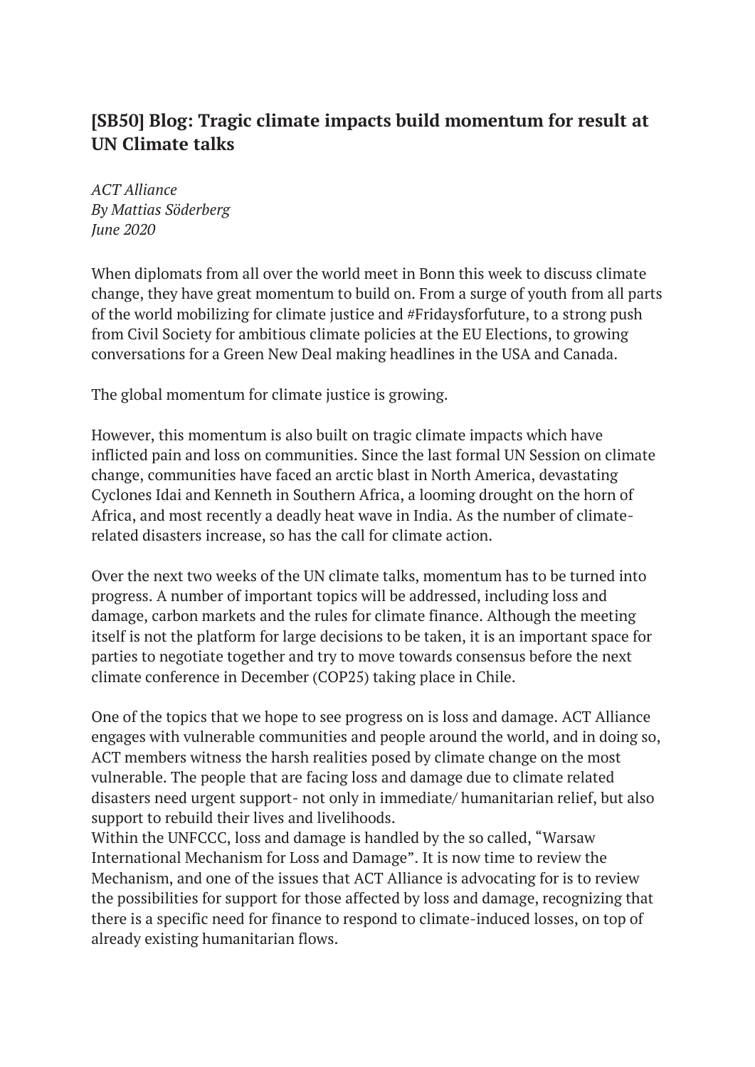## [SB50] Blog: Tragic climate impacts build momentum for result at UN Climate talks

*ACT Alliance*
*By Mattias Söderberg*
*June 2020*

When diplomats from all over the world meet in Bonn this week to discuss climate change, they have great momentum to build on. From a surge of youth from all parts of the world mobilizing for climate justice and #Fridaysforfuture, to a strong push from Civil Society for ambitious climate policies at the EU Elections, to growing conversations for a Green New Deal making headlines in the USA and Canada.

The global momentum for climate justice is growing.

However, this momentum is also built on tragic climate impacts which have inflicted pain and loss on communities. Since the last formal UN Session on climate change, communities have faced an arctic blast in North America, devastating Cyclones Idai and Kenneth in Southern Africa, a looming drought on the horn of Africa, and most recently a deadly heat wave in India. As the number of climate-related disasters increase, so has the call for climate action.

Over the next two weeks of the UN climate talks, momentum has to be turned into progress. A number of important topics will be addressed, including loss and damage, carbon markets and the rules for climate finance. Although the meeting itself is not the platform for large decisions to be taken, it is an important space for parties to negotiate together and try to move towards consensus before the next climate conference in December (COP25) taking place in Chile.

One of the topics that we hope to see progress on is loss and damage. ACT Alliance engages with vulnerable communities and people around the world, and in doing so, ACT members witness the harsh realities posed by climate change on the most vulnerable. The people that are facing loss and damage due to climate related disasters need urgent support- not only in immediate/ humanitarian relief, but also support to rebuild their lives and livelihoods.
Within the UNFCCC, loss and damage is handled by the so called, "Warsaw International Mechanism for Loss and Damage". It is now time to review the Mechanism, and one of the issues that ACT Alliance is advocating for is to review the possibilities for support for those affected by loss and damage, recognizing that there is a specific need for finance to respond to climate-induced losses, on top of already existing humanitarian flows.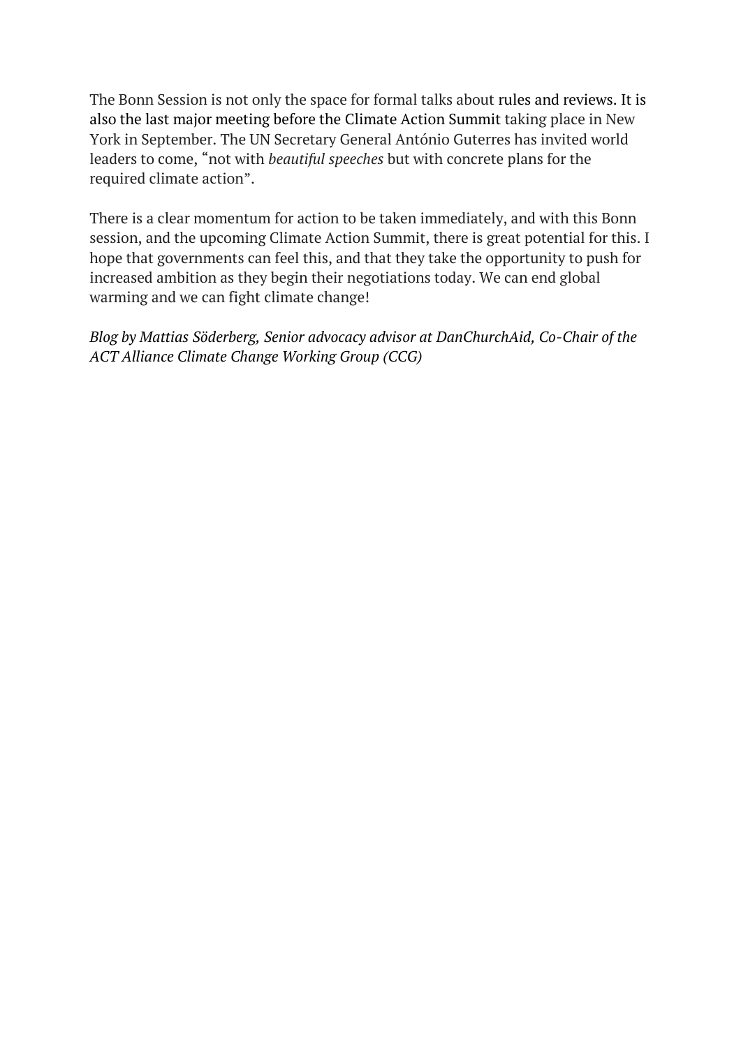The Bonn Session is not only the space for formal talks about rules and reviews. It is also the last major meeting before the Climate Action Summit taking place in New York in September. The UN Secretary General António Guterres has invited world leaders to come, "not with *beautiful speeches* but with concrete plans for the required climate action".

There is a clear momentum for action to be taken immediately, and with this Bonn session, and the upcoming Climate Action Summit, there is great potential for this. I hope that governments can feel this, and that they take the opportunity to push for increased ambition as they begin their negotiations today. We can end global warming and we can fight climate change!

*Blog by Mattias Söderberg, Senior advocacy advisor at DanChurchAid, Co-Chair of the ACT Alliance Climate Change Working Group (CCG)*